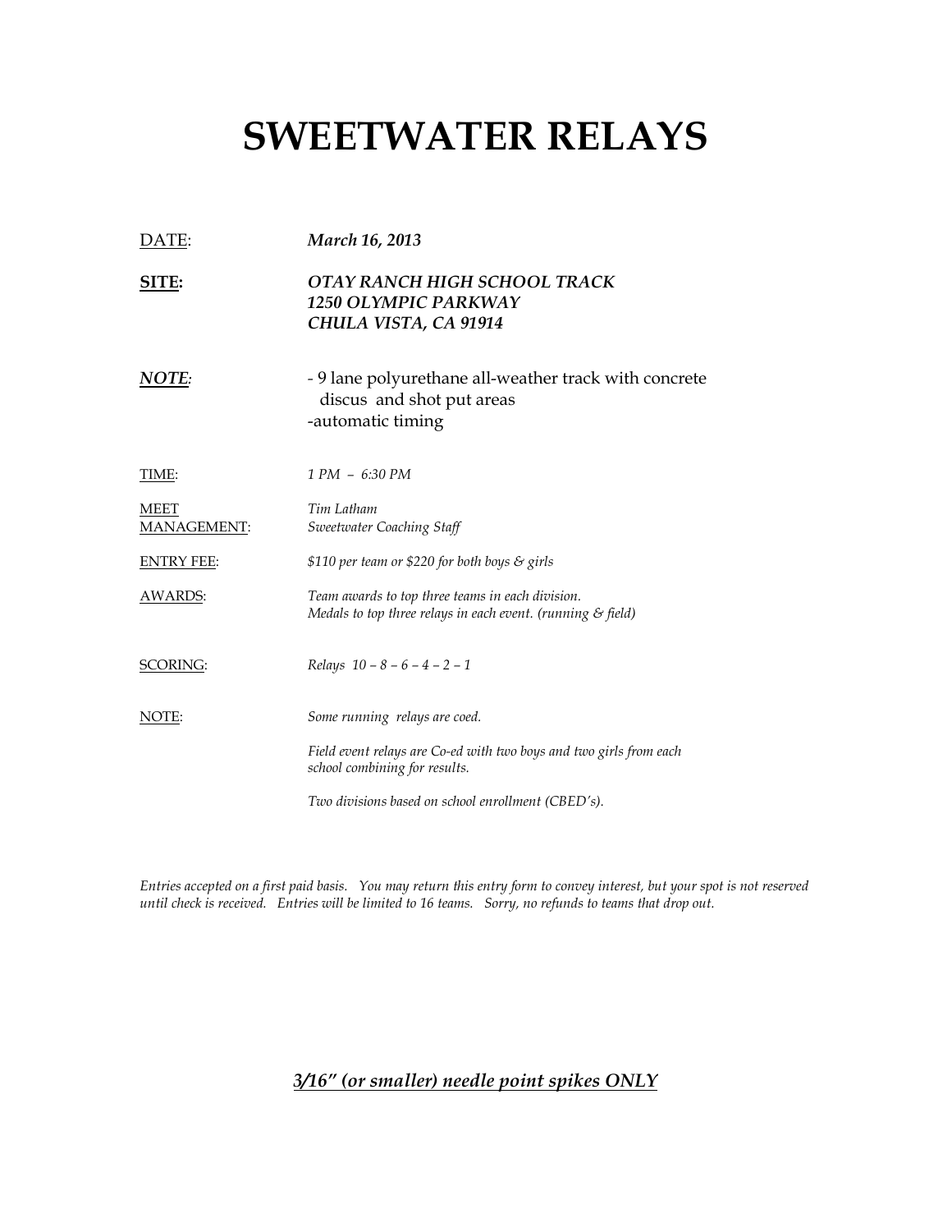# SWEETWATER RELAYS

<u>DATE</u>: ***March 16, 2013***

**<u>SITE:</u>** ***OTAY RANCH HIGH SCHOOL TRACK***
***1250 OLYMPIC PARKWAY***
***CHULA VISTA, CA 91914***

***<u>NOTE</u>:*** - 9 lane polyurethane all-weather track with concrete discus and shot put areas
-automatic timing

<u>TIME</u>: *1 PM – 6:30 PM*

<u>MEET MANAGEMENT</u>: *Tim Latham*
*Sweetwater Coaching Staff*

<u>ENTRY FEE</u>: *$110 per team or $220 for both boys & girls*

<u>AWARDS</u>: *Team awards to top three teams in each division.*
*Medals to top three relays in each event. (running & field)*

<u>SCORING</u>: *Relays 10 – 8 – 6 – 4 – 2 – 1*

<u>NOTE</u>: *Some running relays are coed.*

*Field event relays are Co-ed with two boys and two girls from each school combining for results.*

*Two divisions based on school enrollment (CBED's).*

*Entries accepted on a first paid basis. You may return this entry form to convey interest, but your spot is not reserved until check is received. Entries will be limited to 16 teams. Sorry, no refunds to teams that drop out.*

***<u>3/16" (or smaller) needle point spikes ONLY</u>***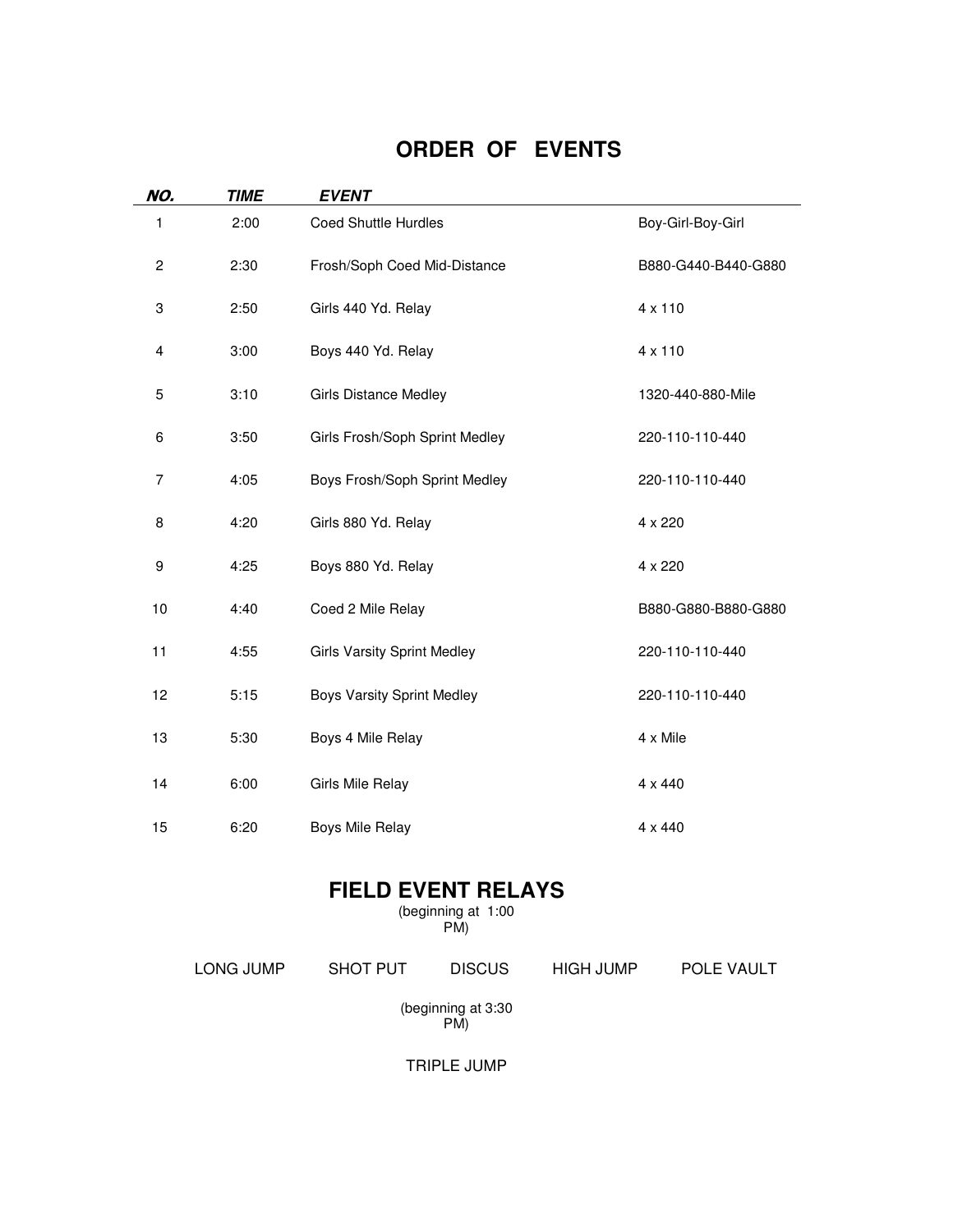# ORDER OF EVENTS

| ***NO.*** | ***TIME*** | ***EVENT*** | |
|---|---|---|---|
| 1 | 2:00 | Coed Shuttle Hurdles | Boy-Girl-Boy-Girl |
| 2 | 2:30 | Frosh/Soph Coed Mid-Distance | B880-G440-B440-G880 |
| 3 | 2:50 | Girls 440 Yd. Relay | 4 x 110 |
| 4 | 3:00 | Boys 440 Yd. Relay | 4 x 110 |
| 5 | 3:10 | Girls Distance Medley | 1320-440-880-Mile |
| 6 | 3:50 | Girls Frosh/Soph Sprint Medley | 220-110-110-440 |
| 7 | 4:05 | Boys Frosh/Soph Sprint Medley | 220-110-110-440 |
| 8 | 4:20 | Girls 880 Yd. Relay | 4 x 220 |
| 9 | 4:25 | Boys 880 Yd. Relay | 4 x 220 |
| 10 | 4:40 | Coed 2 Mile Relay | B880-G880-B880-G880 |
| 11 | 4:55 | Girls Varsity Sprint Medley | 220-110-110-440 |
| 12 | 5:15 | Boys Varsity Sprint Medley | 220-110-110-440 |
| 13 | 5:30 | Boys 4 Mile Relay | 4 x Mile |
| 14 | 6:00 | Girls Mile Relay | 4 x 440 |
| 15 | 6:20 | Boys Mile Relay | 4 x 440 |

## FIELD EVENT RELAYS

(beginning at 1:00 PM)

LONG JUMP SHOT PUT DISCUS HIGH JUMP POLE VAULT

(beginning at 3:30 PM)

TRIPLE JUMP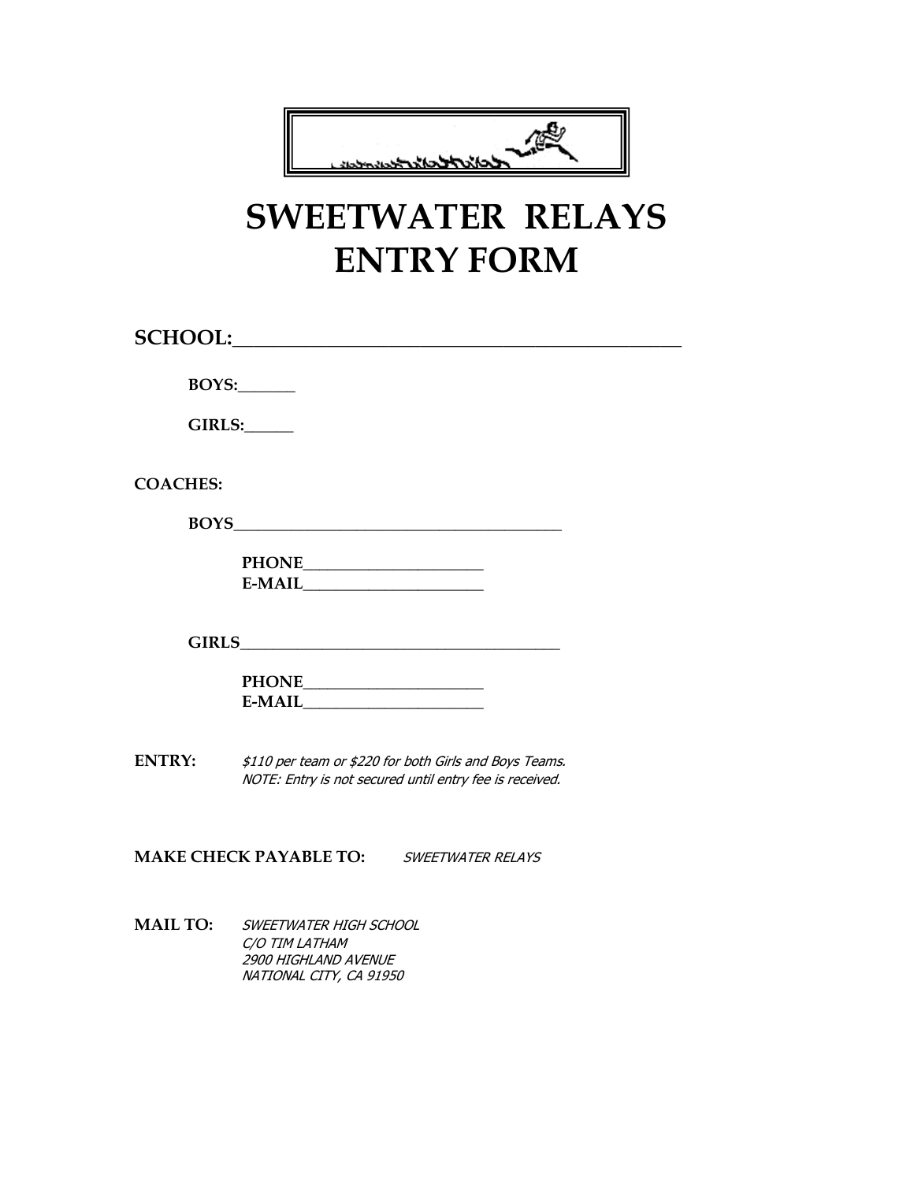# SWEETWATER RELAYS ENTRY FORM

**SCHOOL:**_______________________________________________

**BOYS:**_______

**GIRLS:**______

**COACHES:**

**BOYS**_________________________________________

**PHONE**______________________
**E-MAIL**______________________

**GIRLS**_________________________________________

**PHONE**______________________
**E-MAIL**______________________

**ENTRY:** *$110 per team or $220 for both Girls and Boys Teams.*
*NOTE: Entry is not secured until entry fee is received.*

**MAKE CHECK PAYABLE TO:** *SWEETWATER RELAYS*

**MAIL TO:** *SWEETWATER HIGH SCHOOL*
*C/O TIM LATHAM*
*2900 HIGHLAND AVENUE*
*NATIONAL CITY, CA 91950*